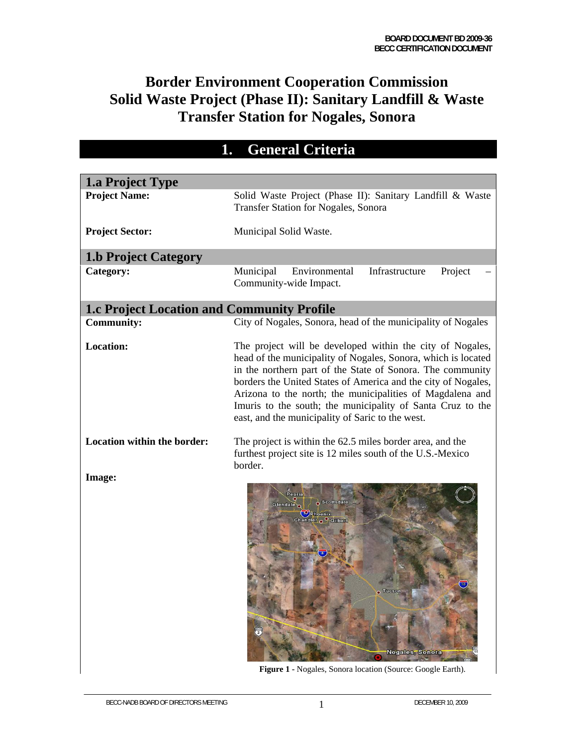BOARD DOCUMENT BD 2009-36
BECC CERTIFICATION DOCUMENT

# Border Environment Cooperation Commission Solid Waste Project (Phase II): Sanitary Landfill & Waste Transfer Station for Nogales, Sonora

## 1. General Criteria

### 1.a Project Type

**Project Name:** Solid Waste Project (Phase II): Sanitary Landfill & Waste Transfer Station for Nogales, Sonora

**Project Sector:** Municipal Solid Waste.

### 1.b Project Category

**Category:** Municipal Environmental Infrastructure Project – Community-wide Impact.

### 1.c Project Location and Community Profile

**Community:** City of Nogales, Sonora, head of the municipality of Nogales

**Location:** The project will be developed within the city of Nogales, head of the municipality of Nogales, Sonora, which is located in the northern part of the State of Sonora. The community borders the United States of America and the city of Nogales, Arizona to the north; the municipalities of Magdalena and Imuris to the south; the municipality of Santa Cruz to the east, and the municipality of Saric to the west.

**Location within the border:** The project is within the 62.5 miles border area, and the furthest project site is 12 miles south of the U.S.-Mexico border.

**Image:**

**Figure 1** - Nogales, Sonora location (Source: Google Earth).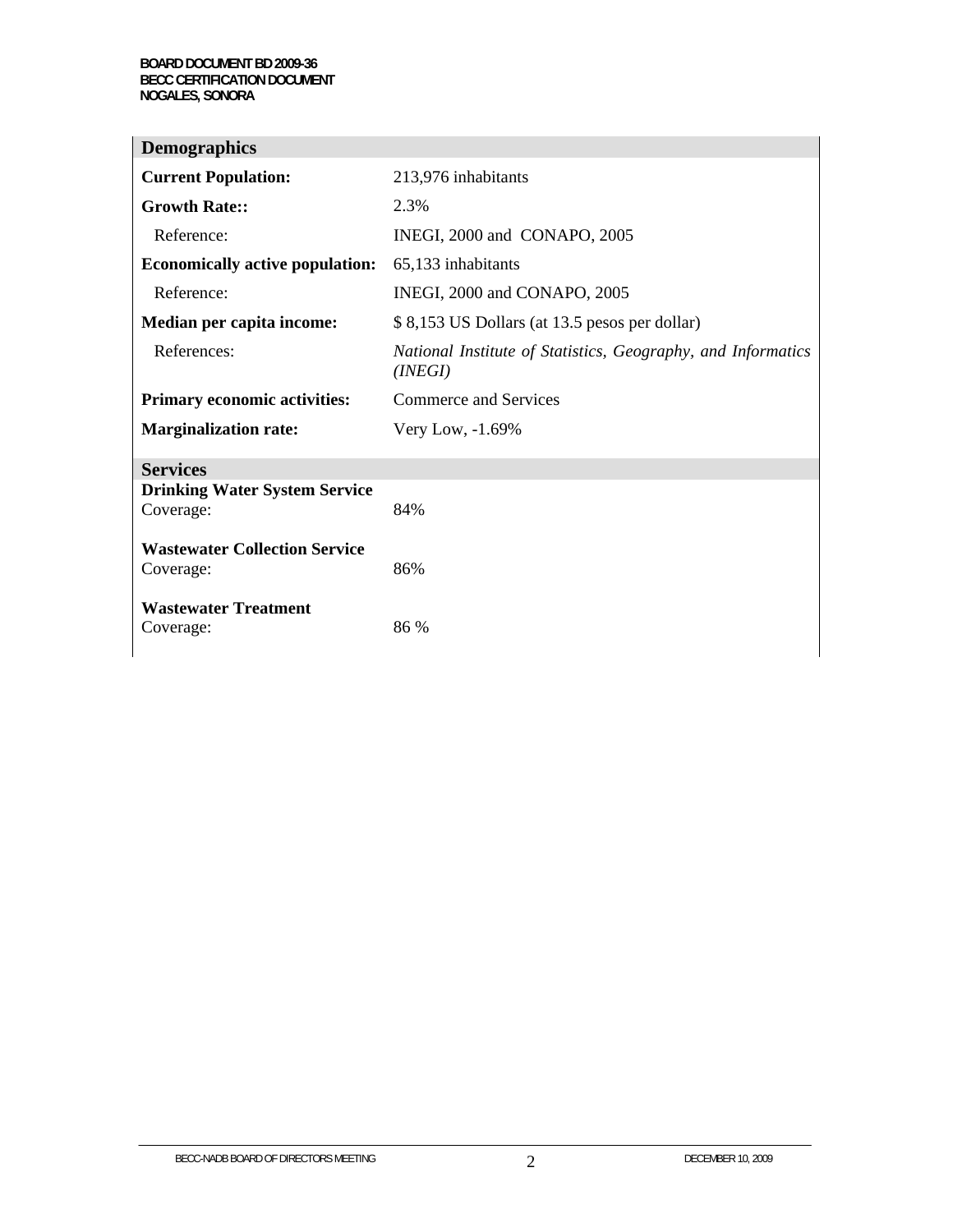| Demographics | |
|---|---|
| **Current Population:** | 213,976 inhabitants |
| **Growth Rate::** | 2.3% |
| Reference: | INEGI, 2000 and CONAPO, 2005 |
| **Economically active population:** | 65,133 inhabitants |
| Reference: | INEGI, 2000 and CONAPO, 2005 |
| **Median per capita income:** | $ 8,153 US Dollars (at 13.5 pesos per dollar) |
| References: | *National Institute of Statistics, Geography, and Informatics (INEGI)* |
| **Primary economic activities:** | Commerce and Services |
| **Marginalization rate:** | Very Low, -1.69% |

| Services | |
|---|---|
| **Drinking Water System Service** Coverage: | 84% |
| **Wastewater Collection Service** Coverage: | 86% |
| **Wastewater Treatment** Coverage: | 86 % |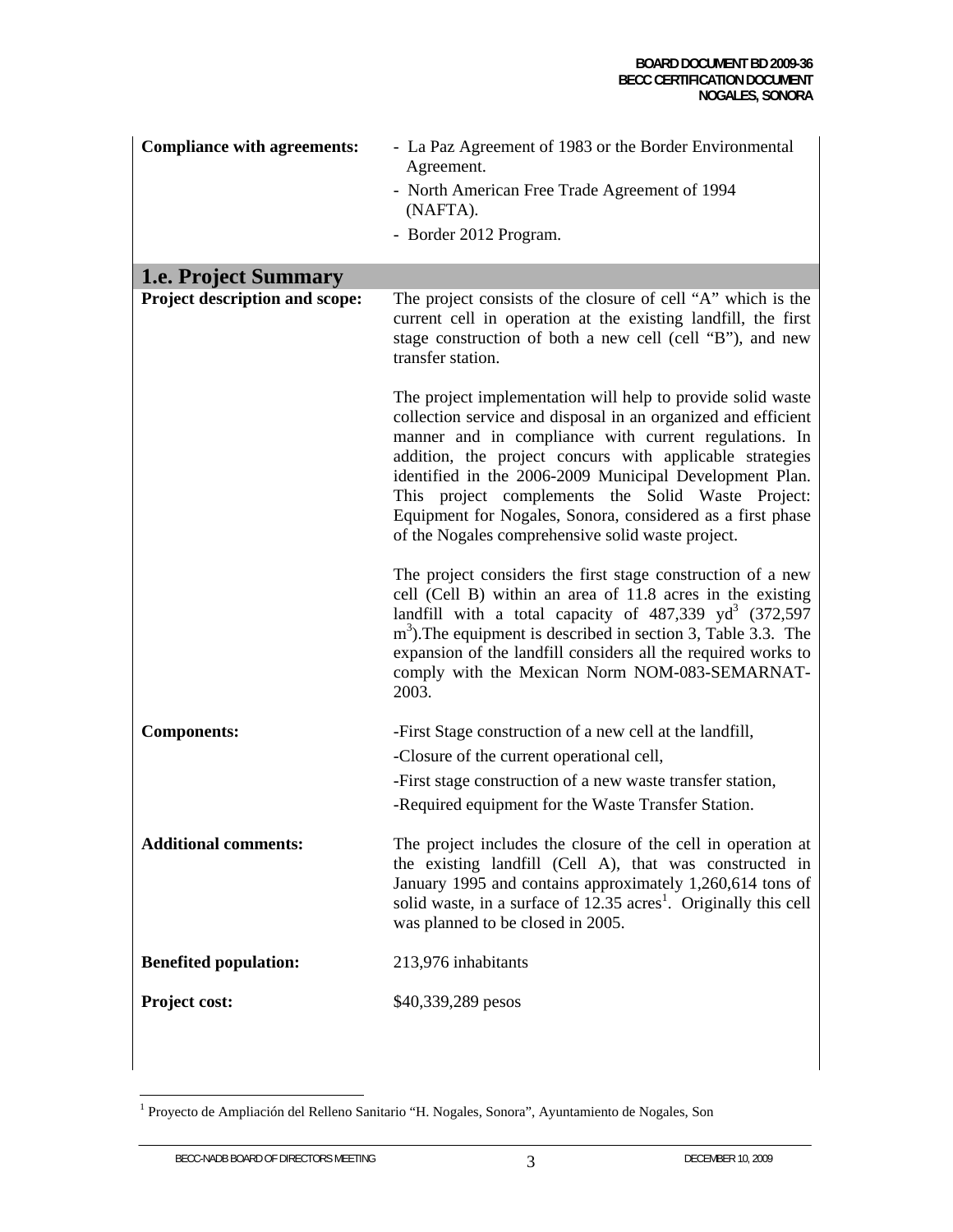| | |
|---|---|
| **Compliance with agreements:** | - La Paz Agreement of 1983 or the Border Environmental Agreement.<br>- North American Free Trade Agreement of 1994 (NAFTA).<br>- Border 2012 Program. |

## 1.e. Project Summary

| | |
|---|---|
| **Project description and scope:** | The project consists of the closure of cell "A" which is the current cell in operation at the existing landfill, the first stage construction of both a new cell (cell "B"), and new transfer station.<br><br>The project implementation will help to provide solid waste collection service and disposal in an organized and efficient manner and in compliance with current regulations. In addition, the project concurs with applicable strategies identified in the 2006-2009 Municipal Development Plan. This project complements the Solid Waste Project: Equipment for Nogales, Sonora, considered as a first phase of the Nogales comprehensive solid waste project.<br><br>The project considers the first stage construction of a new cell (Cell B) within an area of 11.8 acres in the existing landfill with a total capacity of 487,339 $yd^3$ (372,597 $m^3$).The equipment is described in section 3, Table 3.3. The expansion of the landfill considers all the required works to comply with the Mexican Norm NOM-083-SEMARNAT-2003. |
| **Components:** | -First Stage construction of a new cell at the landfill,<br>-Closure of the current operational cell,<br>-First stage construction of a new waste transfer station,<br>-Required equipment for the Waste Transfer Station. |
| **Additional comments:** | The project includes the closure of the cell in operation at the existing landfill (Cell A), that was constructed in January 1995 and contains approximately 1,260,614 tons of solid waste, in a surface of 12.35 acres[1]. Originally this cell was planned to be closed in 2005. |
| **Benefited population:** | 213,976 inhabitants |
| **Project cost:** | $40,339,289 pesos |

[1] Proyecto de Ampliación del Relleno Sanitario "H. Nogales, Sonora", Ayuntamiento de Nogales, Son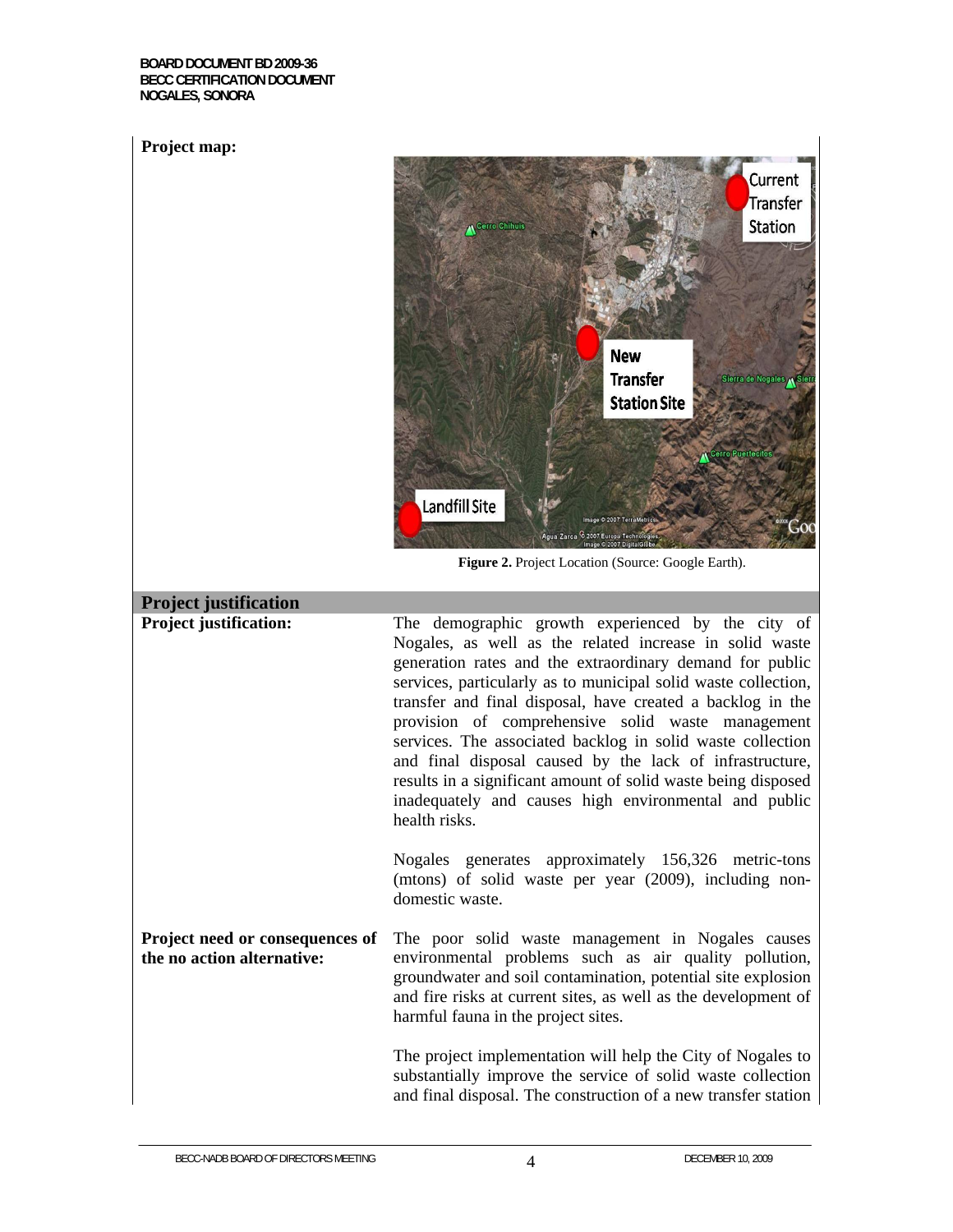**Project map:**

Figure 2. Project Location (Source: Google Earth).

## Project justification

**Project justification:**

The demographic growth experienced by the city of Nogales, as well as the related increase in solid waste generation rates and the extraordinary demand for public services, particularly as to municipal solid waste collection, transfer and final disposal, have created a backlog in the provision of comprehensive solid waste management services. The associated backlog in solid waste collection and final disposal caused by the lack of infrastructure, results in a significant amount of solid waste being disposed inadequately and causes high environmental and public health risks.

Nogales generates approximately 156,326 metric-tons (mtons) of solid waste per year (2009), including non-domestic waste.

**Project need or consequences of the no action alternative:**

The poor solid waste management in Nogales causes environmental problems such as air quality pollution, groundwater and soil contamination, potential site explosion and fire risks at current sites, as well as the development of harmful fauna in the project sites.

The project implementation will help the City of Nogales to substantially improve the service of solid waste collection and final disposal. The construction of a new transfer station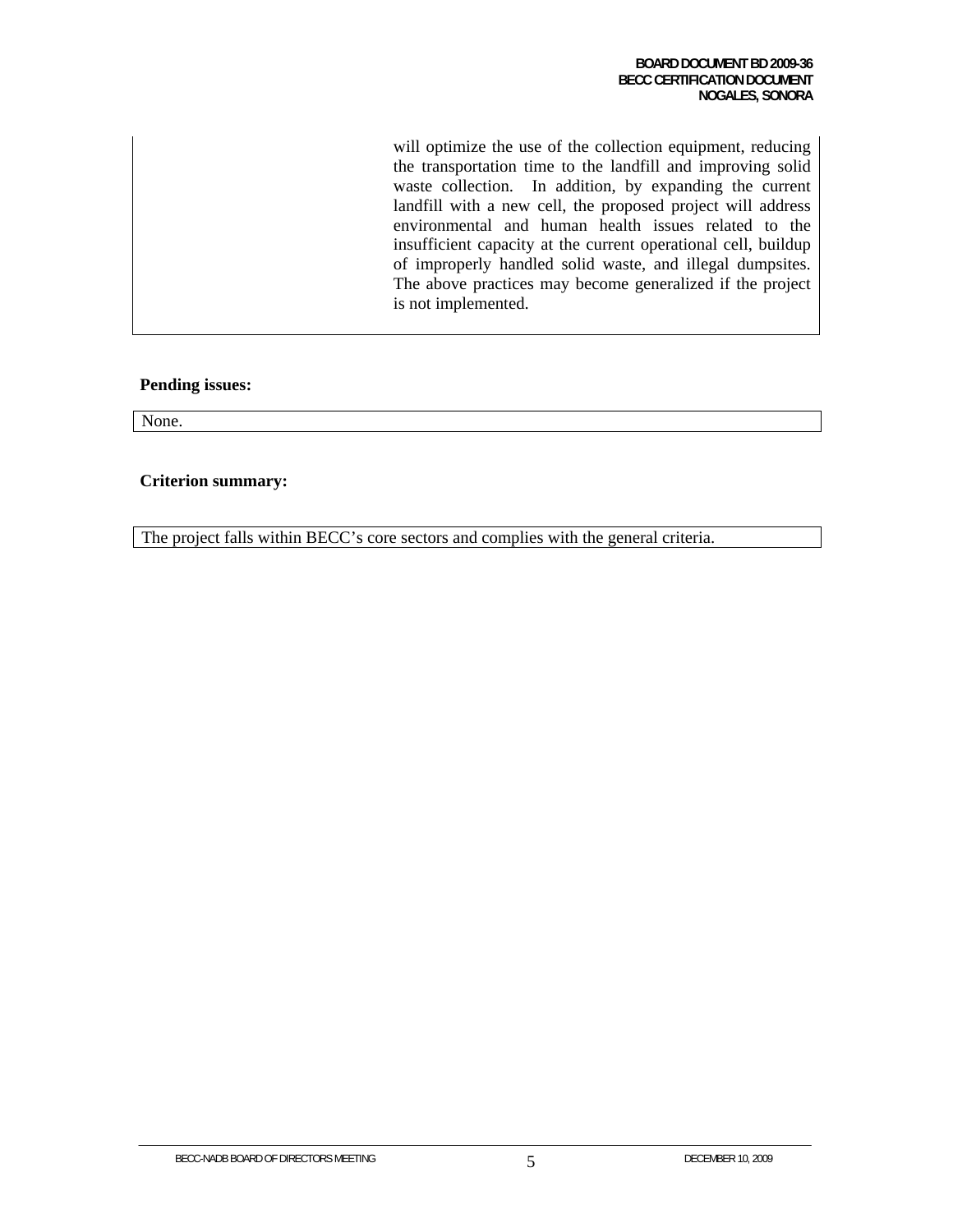|  | will optimize the use of the collection equipment, reducing the transportation time to the landfill and improving solid waste collection. In addition, by expanding the current landfill with a new cell, the proposed project will address environmental and human health issues related to the insufficient capacity at the current operational cell, buildup of improperly handled solid waste, and illegal dumpsites. The above practices may become generalized if the project is not implemented. |
| --- | --- |

**Pending issues:**

None.

**Criterion summary:**

The project falls within BECC's core sectors and complies with the general criteria.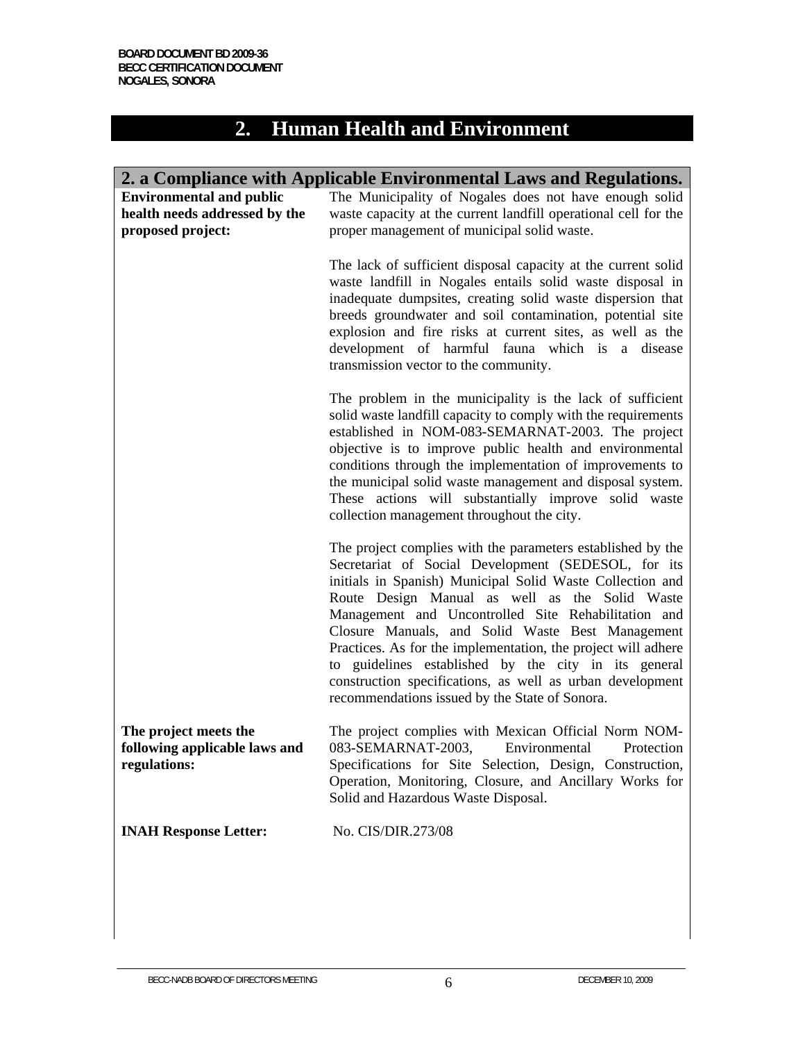# 2. Human Health and Environment

## 2. a Compliance with Applicable Environmental Laws and Regulations.

| | |
|---|---|
| **Environmental and public health needs addressed by the proposed project:** | The Municipality of Nogales does not have enough solid waste capacity at the current landfill operational cell for the proper management of municipal solid waste.<br><br>The lack of sufficient disposal capacity at the current solid waste landfill in Nogales entails solid waste disposal in inadequate dumpsites, creating solid waste dispersion that breeds groundwater and soil contamination, potential site explosion and fire risks at current sites, as well as the development of harmful fauna which is a disease transmission vector to the community.<br><br>The problem in the municipality is the lack of sufficient solid waste landfill capacity to comply with the requirements established in NOM-083-SEMARNAT-2003. The project objective is to improve public health and environmental conditions through the implementation of improvements to the municipal solid waste management and disposal system. These actions will substantially improve solid waste collection management throughout the city.<br><br>The project complies with the parameters established by the Secretariat of Social Development (SEDESOL, for its initials in Spanish) Municipal Solid Waste Collection and Route Design Manual as well as the Solid Waste Management and Uncontrolled Site Rehabilitation and Closure Manuals, and Solid Waste Best Management Practices. As for the implementation, the project will adhere to guidelines established by the city in its general construction specifications, as well as urban development recommendations issued by the State of Sonora. |
| **The project meets the following applicable laws and regulations:** | The project complies with Mexican Official Norm NOM-083-SEMARNAT-2003, Environmental Protection Specifications for Site Selection, Design, Construction, Operation, Monitoring, Closure, and Ancillary Works for Solid and Hazardous Waste Disposal. |
| **INAH Response Letter:** | No. CIS/DIR.273/08 |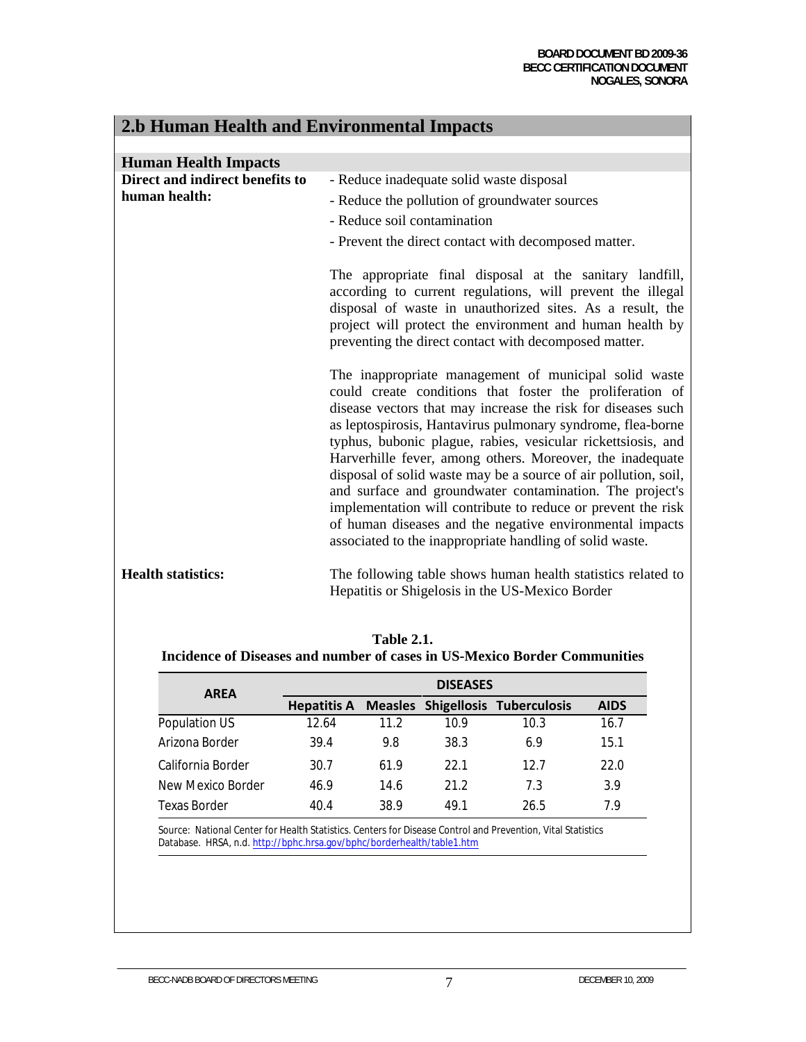## 2.b Human Health and Environmental Impacts

### Human Health Impacts

**Direct and indirect benefits to human health:**

- Reduce inadequate solid waste disposal
- Reduce the pollution of groundwater sources
- Reduce soil contamination
- Prevent the direct contact with decomposed matter.

The appropriate final disposal at the sanitary landfill, according to current regulations, will prevent the illegal disposal of waste in unauthorized sites. As a result, the project will protect the environment and human health by preventing the direct contact with decomposed matter.

The inappropriate management of municipal solid waste could create conditions that foster the proliferation of disease vectors that may increase the risk for diseases such as leptospirosis, Hantavirus pulmonary syndrome, flea-borne typhus, bubonic plague, rabies, vesicular rickettsiosis, and Harverhille fever, among others. Moreover, the inadequate disposal of solid waste may be a source of air pollution, soil, and surface and groundwater contamination. The project's implementation will contribute to reduce or prevent the risk of human diseases and the negative environmental impacts associated to the inappropriate handling of solid waste.

**Health statistics:**

The following table shows human health statistics related to Hepatitis or Shigelosis in the US-Mexico Border

**Table 2.1.**
**Incidence of Diseases and number of cases in US-Mexico Border Communities**

| AREA | DISEASES | | | | |
|---|---|---|---|---|---|
| | Hepatitis A | Measles | Shigellosis | Tuberculosis | AIDS |
| Population US | 12.64 | 11.2 | 10.9 | 10.3 | 16.7 |
| Arizona Border | 39.4 | 9.8 | 38.3 | 6.9 | 15.1 |
| California Border | 30.7 | 61.9 | 22.1 | 12.7 | 22.0 |
| New Mexico Border | 46.9 | 14.6 | 21.2 | 7.3 | 3.9 |
| Texas Border | 40.4 | 38.9 | 49.1 | 26.5 | 7.9 |

Source: National Center for Health Statistics. Centers for Disease Control and Prevention, Vital Statistics Database. HRSA, n.d. http://bphc.hrsa.gov/bphc/borderhealth/table1.htm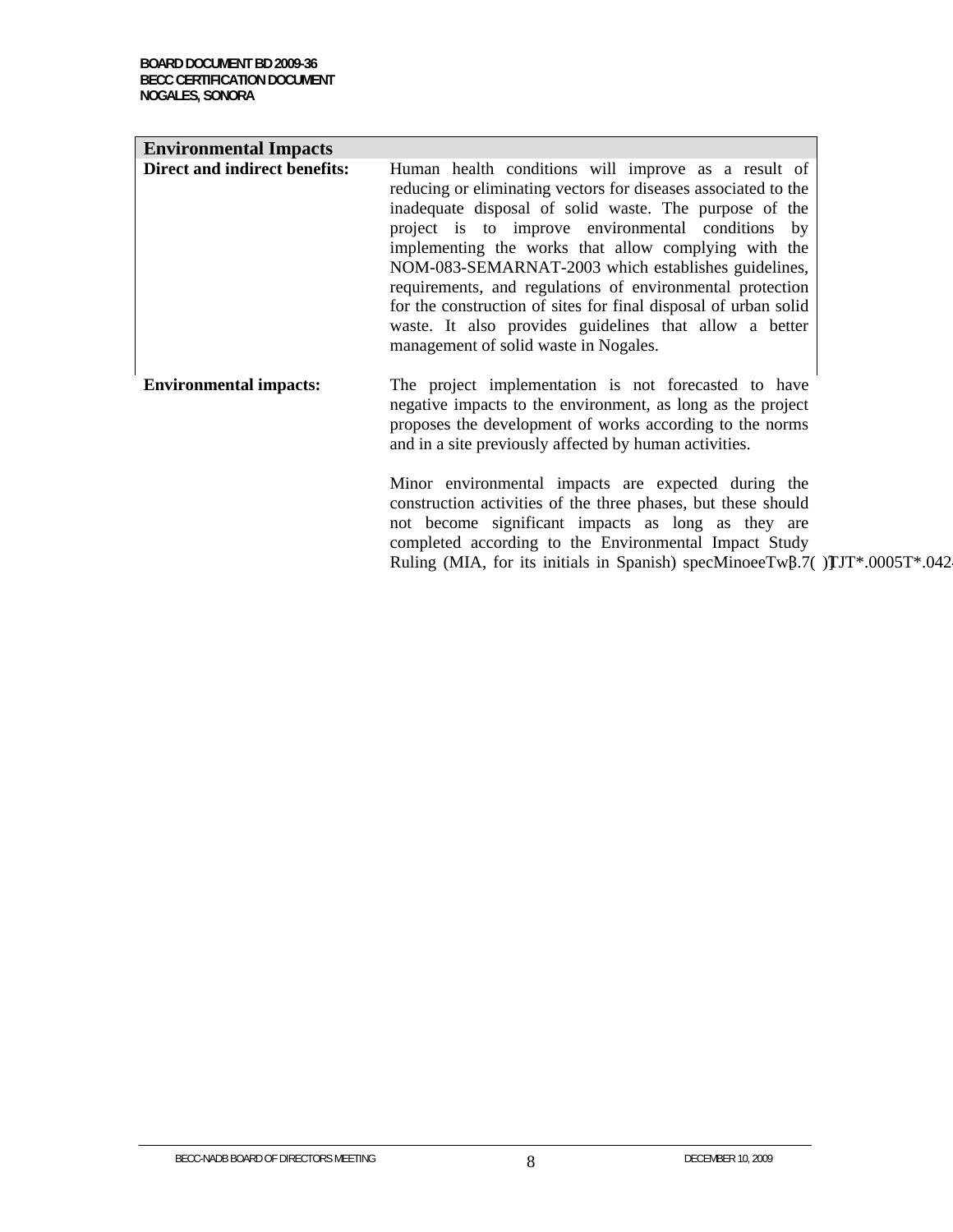| Environmental Impacts | |
|---|---|
| **Direct and indirect benefits:** | Human health conditions will improve as a result of reducing or eliminating vectors for diseases associated to the inadequate disposal of solid waste. The purpose of the project is to improve environmental conditions by implementing the works that allow complying with the NOM-083-SEMARNAT-2003 which establishes guidelines, requirements, and regulations of environmental protection for the construction of sites for final disposal of urban solid waste. It also provides guidelines that allow a better management of solid waste in Nogales. |
| **Environmental impacts:** | The project implementation is not forecasted to have negative impacts to the environment, as long as the project proposes the development of works according to the norms and in a site previously affected by human activities.<br><br>Minor environmental impacts are expected during the construction activities of the three phases, but these should not become significant impacts as long as they are completed according to the Environmental Impact Study Ruling (MIA, for its initials in Spanish) specMinoeeTw3.7( )TJT*.0005T*.042 |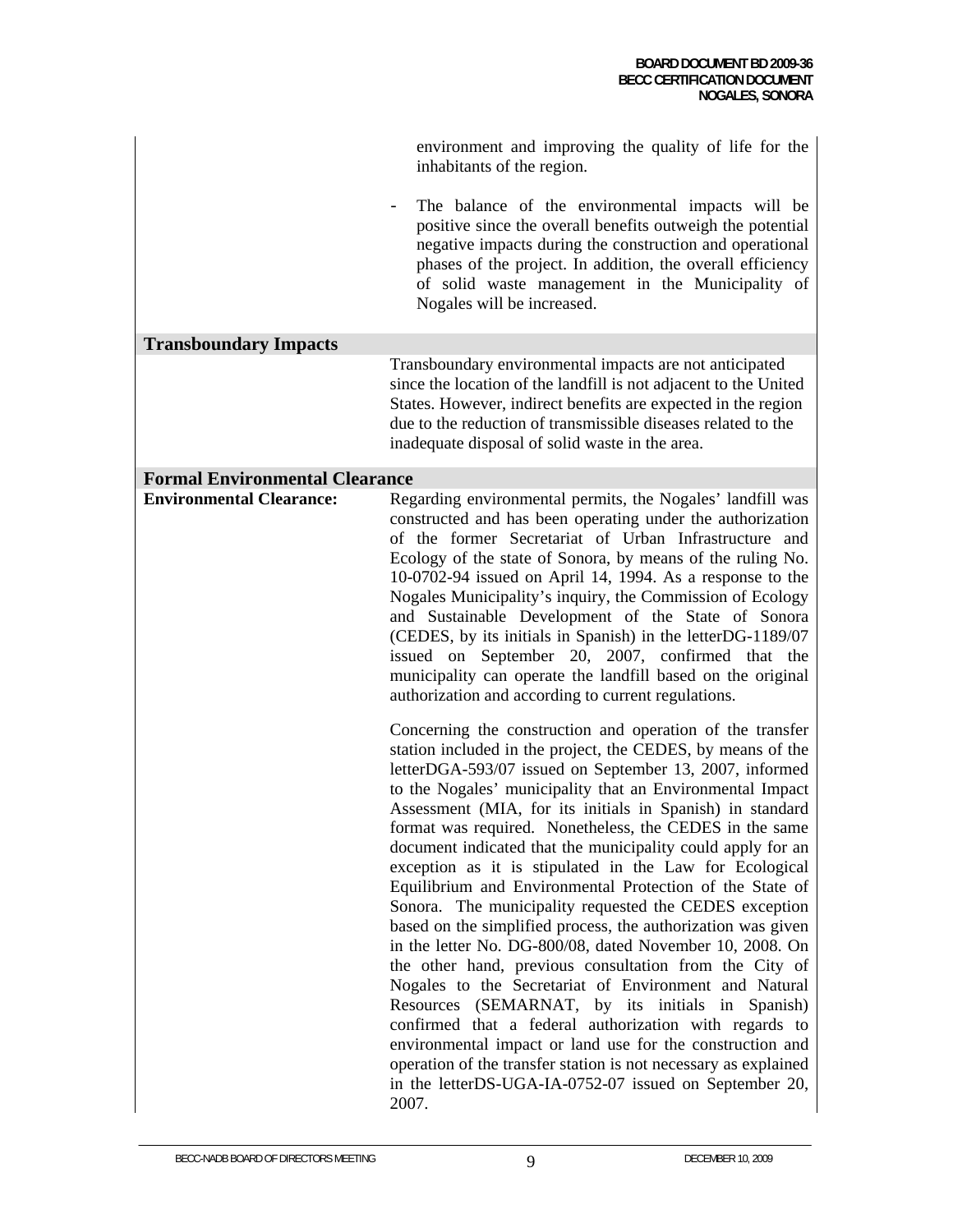environment and improving the quality of life for the inhabitants of the region.

- The balance of the environmental impacts will be positive since the overall benefits outweigh the potential negative impacts during the construction and operational phases of the project. In addition, the overall efficiency of solid waste management in the Municipality of Nogales will be increased.

## Transboundary Impacts

Transboundary environmental impacts are not anticipated since the location of the landfill is not adjacent to the United States. However, indirect benefits are expected in the region due to the reduction of transmissible diseases related to the inadequate disposal of solid waste in the area.

## Formal Environmental Clearance

**Environmental Clearance:**

Regarding environmental permits, the Nogales' landfill was constructed and has been operating under the authorization of the former Secretariat of Urban Infrastructure and Ecology of the state of Sonora, by means of the ruling No. 10-0702-94 issued on April 14, 1994. As a response to the Nogales Municipality's inquiry, the Commission of Ecology and Sustainable Development of the State of Sonora (CEDES, by its initials in Spanish) in the letterDG-1189/07 issued on September 20, 2007, confirmed that the municipality can operate the landfill based on the original authorization and according to current regulations.

Concerning the construction and operation of the transfer station included in the project, the CEDES, by means of the letterDGA-593/07 issued on September 13, 2007, informed to the Nogales' municipality that an Environmental Impact Assessment (MIA, for its initials in Spanish) in standard format was required. Nonetheless, the CEDES in the same document indicated that the municipality could apply for an exception as it is stipulated in the Law for Ecological Equilibrium and Environmental Protection of the State of Sonora. The municipality requested the CEDES exception based on the simplified process, the authorization was given in the letter No. DG-800/08, dated November 10, 2008. On the other hand, previous consultation from the City of Nogales to the Secretariat of Environment and Natural Resources (SEMARNAT, by its initials in Spanish) confirmed that a federal authorization with regards to environmental impact or land use for the construction and operation of the transfer station is not necessary as explained in the letterDS-UGA-IA-0752-07 issued on September 20, 2007.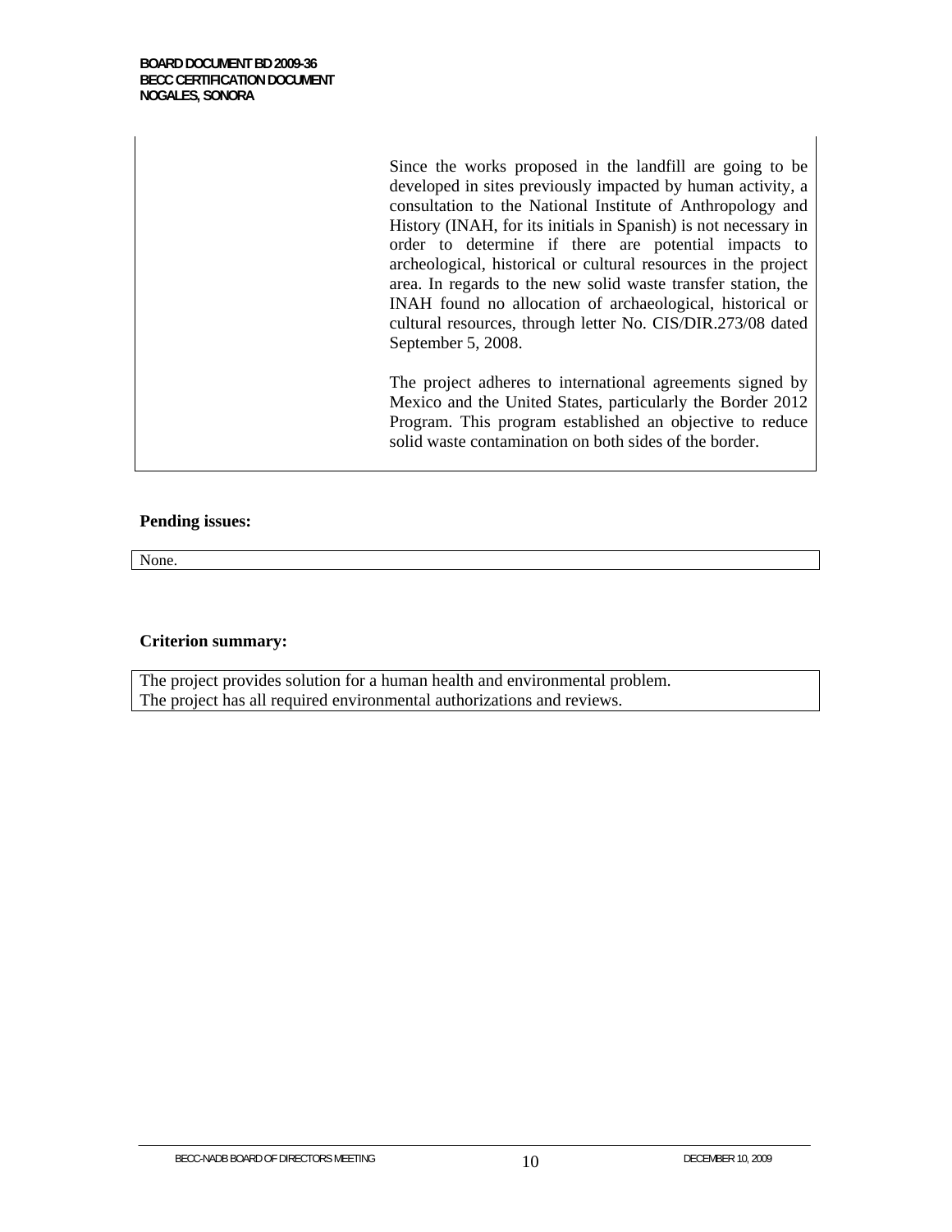Since the works proposed in the landfill are going to be developed in sites previously impacted by human activity, a consultation to the National Institute of Anthropology and History (INAH, for its initials in Spanish) is not necessary in order to determine if there are potential impacts to archeological, historical or cultural resources in the project area. In regards to the new solid waste transfer station, the INAH found no allocation of archaeological, historical or cultural resources, through letter No. CIS/DIR.273/08 dated September 5, 2008.

The project adheres to international agreements signed by Mexico and the United States, particularly the Border 2012 Program. This program established an objective to reduce solid waste contamination on both sides of the border.

**Pending issues:**

None.

**Criterion summary:**

The project provides solution for a human health and environmental problem.
The project has all required environmental authorizations and reviews.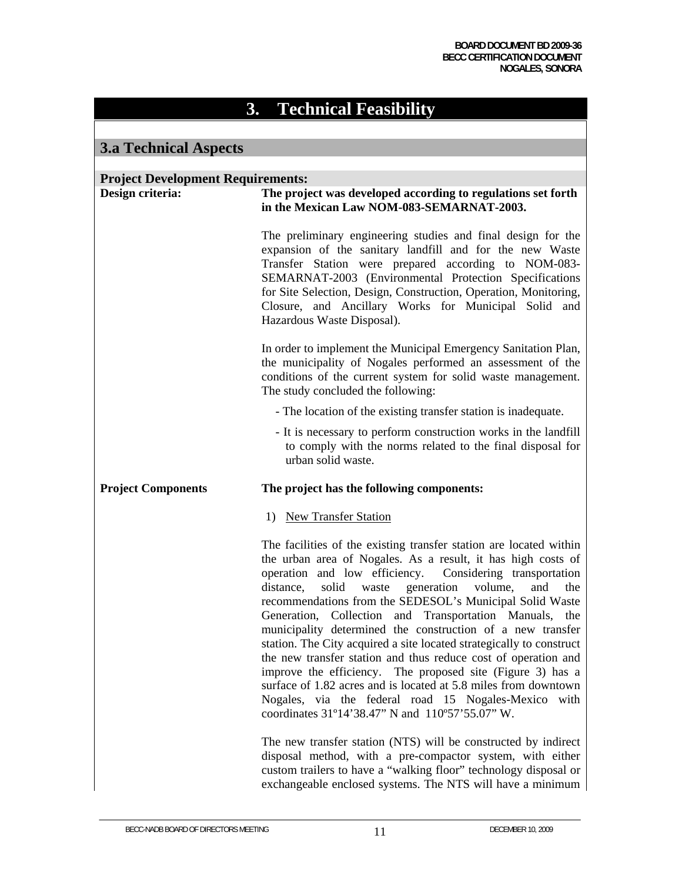# 3. Technical Feasibility

## 3.a Technical Aspects

### Project Development Requirements:

**Design criteria:**

**The project was developed according to regulations set forth in the Mexican Law NOM-083-SEMARNAT-2003.**

The preliminary engineering studies and final design for the expansion of the sanitary landfill and for the new Waste Transfer Station were prepared according to NOM-083-SEMARNAT-2003 (Environmental Protection Specifications for Site Selection, Design, Construction, Operation, Monitoring, Closure, and Ancillary Works for Municipal Solid and Hazardous Waste Disposal).

In order to implement the Municipal Emergency Sanitation Plan, the municipality of Nogales performed an assessment of the conditions of the current system for solid waste management. The study concluded the following:

- The location of the existing transfer station is inadequate.
- It is necessary to perform construction works in the landfill to comply with the norms related to the final disposal for urban solid waste.

**Project Components**

**The project has the following components:**

1) New Transfer Station

The facilities of the existing transfer station are located within the urban area of Nogales. As a result, it has high costs of operation and low efficiency. Considering transportation distance, solid waste generation volume, and the recommendations from the SEDESOL's Municipal Solid Waste Generation, Collection and Transportation Manuals, the municipality determined the construction of a new transfer station. The City acquired a site located strategically to construct the new transfer station and thus reduce cost of operation and improve the efficiency. The proposed site (Figure 3) has a surface of 1.82 acres and is located at 5.8 miles from downtown Nogales, via the federal road 15 Nogales-Mexico with coordinates 31º14'38.47" N and 110º57'55.07" W.

The new transfer station (NTS) will be constructed by indirect disposal method, with a pre-compactor system, with either custom trailers to have a "walking floor" technology disposal or exchangeable enclosed systems. The NTS will have a minimum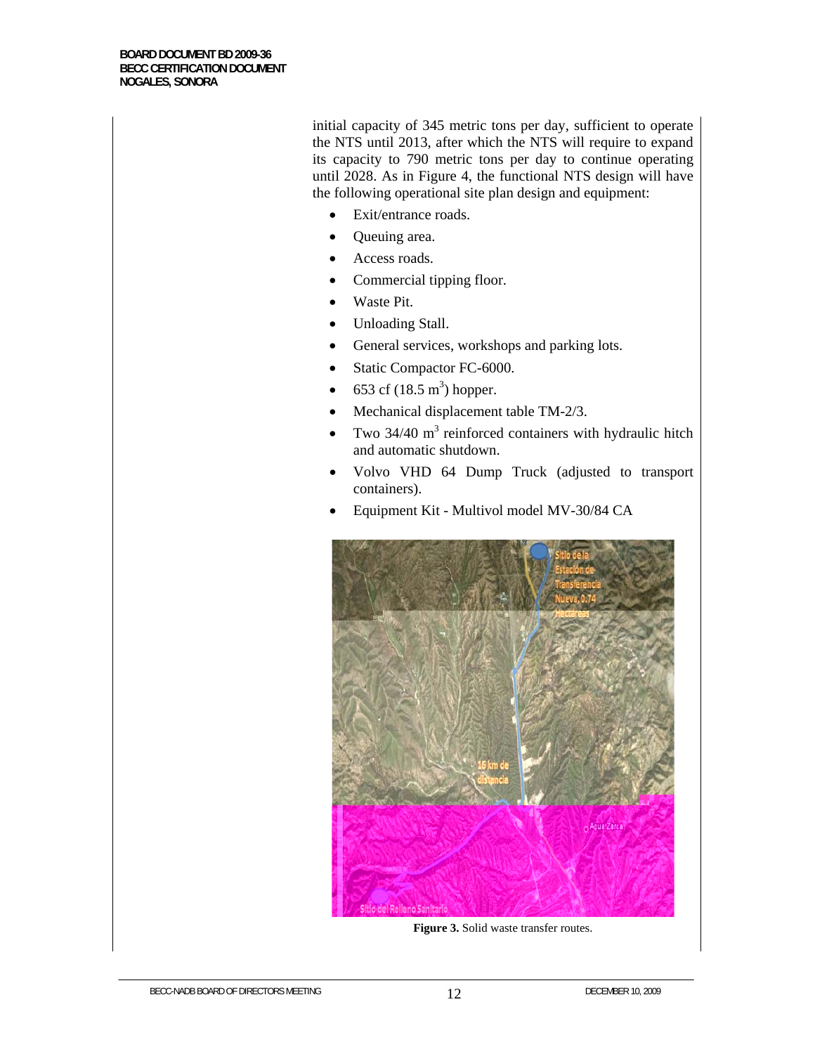initial capacity of 345 metric tons per day, sufficient to operate the NTS until 2013, after which the NTS will require to expand its capacity to 790 metric tons per day to continue operating until 2028. As in Figure 4, the functional NTS design will have the following operational site plan design and equipment:

- Exit/entrance roads.
- Queuing area.
- Access roads.
- Commercial tipping floor.
- Waste Pit.
- Unloading Stall.
- General services, workshops and parking lots.
- Static Compactor FC-6000.
- 653 cf (18.5 $m^3$) hopper.
- Mechanical displacement table TM-2/3.
- Two 34/40 $m^3$ reinforced containers with hydraulic hitch and automatic shutdown.
- Volvo VHD 64 Dump Truck (adjusted to transport containers).
- Equipment Kit - Multivol model MV-30/84 CA

**Figure 3.** Solid waste transfer routes.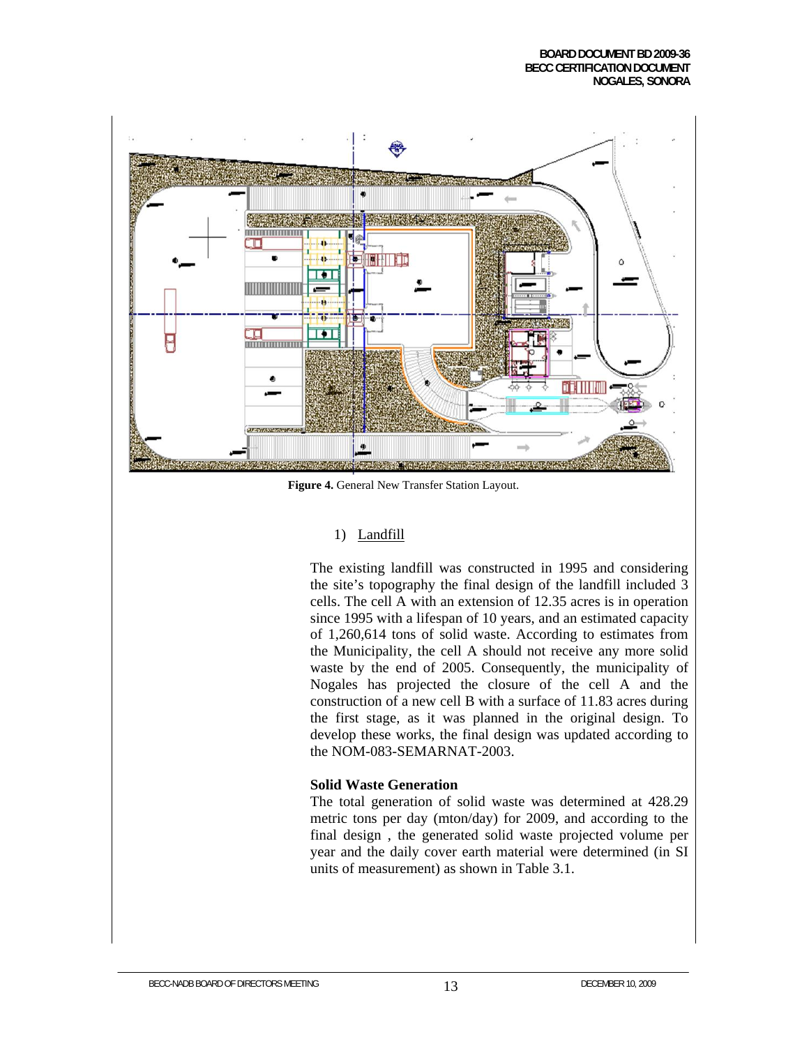Figure 4. General New Transfer Station Layout.

1) Landfill

The existing landfill was constructed in 1995 and considering the site's topography the final design of the landfill included 3 cells. The cell A with an extension of 12.35 acres is in operation since 1995 with a lifespan of 10 years, and an estimated capacity of 1,260,614 tons of solid waste. According to estimates from the Municipality, the cell A should not receive any more solid waste by the end of 2005. Consequently, the municipality of Nogales has projected the closure of the cell A and the construction of a new cell B with a surface of 11.83 acres during the first stage, as it was planned in the original design. To develop these works, the final design was updated according to the NOM-083-SEMARNAT-2003.

**Solid Waste Generation**

The total generation of solid waste was determined at 428.29 metric tons per day (mton/day) for 2009, and according to the final design , the generated solid waste projected volume per year and the daily cover earth material were determined (in SI units of measurement) as shown in Table 3.1.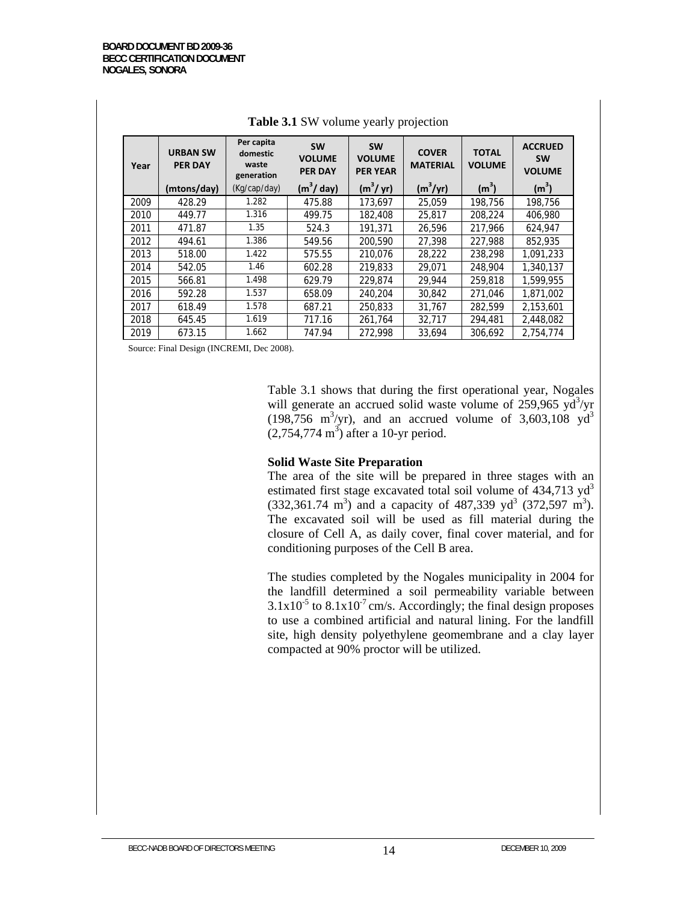**Table 3.1** SW volume yearly projection

| Year | URBAN SW PER DAY (mtons/day) | Per capita domestic waste generation (Kg/cap/day) | SW VOLUME PER DAY ($m^3$/ day) | SW VOLUME PER YEAR ($m^3$/ yr) | COVER MATERIAL ($m^3$/yr) | TOTAL VOLUME ($m^3$) | ACCRUED SW VOLUME ($m^3$) |
|---|---|---|---|---|---|---|---|
| 2009 | 428.29 | 1.282 | 475.88 | 173,697 | 25,059 | 198,756 | 198,756 |
| 2010 | 449.77 | 1.316 | 499.75 | 182,408 | 25,817 | 208,224 | 406,980 |
| 2011 | 471.87 | 1.35 | 524.3 | 191,371 | 26,596 | 217,966 | 624,947 |
| 2012 | 494.61 | 1.386 | 549.56 | 200,590 | 27,398 | 227,988 | 852,935 |
| 2013 | 518.00 | 1.422 | 575.55 | 210,076 | 28,222 | 238,298 | 1,091,233 |
| 2014 | 542.05 | 1.46 | 602.28 | 219,833 | 29,071 | 248,904 | 1,340,137 |
| 2015 | 566.81 | 1.498 | 629.79 | 229,874 | 29,944 | 259,818 | 1,599,955 |
| 2016 | 592.28 | 1.537 | 658.09 | 240,204 | 30,842 | 271,046 | 1,871,002 |
| 2017 | 618.49 | 1.578 | 687.21 | 250,833 | 31,767 | 282,599 | 2,153,601 |
| 2018 | 645.45 | 1.619 | 717.16 | 261,764 | 32,717 | 294,481 | 2,448,082 |
| 2019 | 673.15 | 1.662 | 747.94 | 272,998 | 33,694 | 306,692 | 2,754,774 |

Source: Final Design (INCREMI, Dec 2008).

Table 3.1 shows that during the first operational year, Nogales will generate an accrued solid waste volume of 259,965 $yd^3$/yr (198,756 $m^3$/yr), and an accrued volume of 3,603,108 $yd^3$ (2,754,774 $m^3$) after a 10-yr period.

**Solid Waste Site Preparation**

The area of the site will be prepared in three stages with an estimated first stage excavated total soil volume of 434,713 $yd^3$ (332,361.74 $m^3$) and a capacity of 487,339 $yd^3$ (372,597 $m^3$). The excavated soil will be used as fill material during the closure of Cell A, as daily cover, final cover material, and for conditioning purposes of the Cell B area.

The studies completed by the Nogales municipality in 2004 for the landfill determined a soil permeability variable between $3.1 \times 10^{-5}$ to $8.1 \times 10^{-7}$ cm/s. Accordingly; the final design proposes to use a combined artificial and natural lining. For the landfill site, high density polyethylene geomembrane and a clay layer compacted at 90% proctor will be utilized.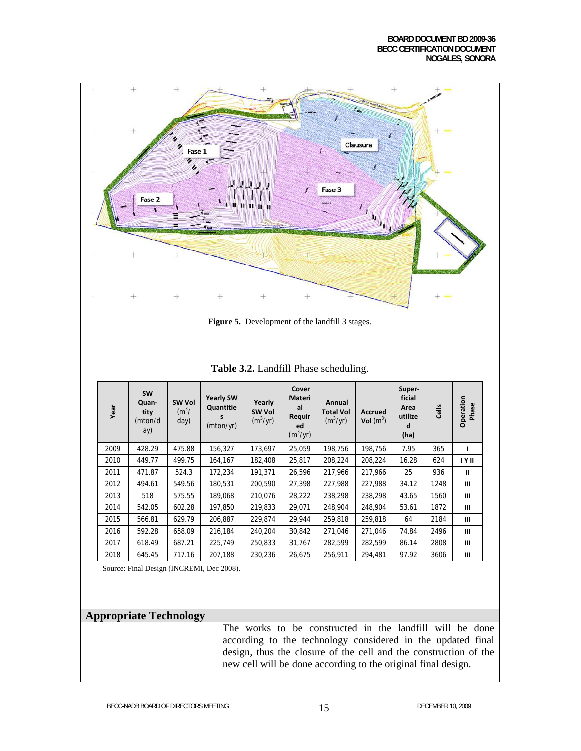**Figure 5.** Development of the landfill 3 stages.

**Table 3.2.** Landfill Phase scheduling.

| Year | SW Quantity (mton/day) | SW Vol ($m^3$/day) | Yearly SW Quantities (mton/yr) | Yearly SW Vol ($m^3$/yr) | Cover Material Required ($m^3$/yr) | Annual Total Vol ($m^3$/yr) | Accrued Vol ($m^3$) | Superficial Area utilized (ha) | Cells | Operation Phase |
|---|---|---|---|---|---|---|---|---|---|---|
| 2009 | 428.29 | 475.88 | 156,327 | 173,697 | 25,059 | 198,756 | 198,756 | 7.95 | 365 | I |
| 2010 | 449.77 | 499.75 | 164,167 | 182,408 | 25,817 | 208,224 | 208,224 | 16.28 | 624 | I Y II |
| 2011 | 471.87 | 524.3 | 172,234 | 191,371 | 26,596 | 217,966 | 217,966 | 25 | 936 | II |
| 2012 | 494.61 | 549.56 | 180,531 | 200,590 | 27,398 | 227,988 | 227,988 | 34.12 | 1248 | III |
| 2013 | 518 | 575.55 | 189,068 | 210,076 | 28,222 | 238,298 | 238,298 | 43.65 | 1560 | III |
| 2014 | 542.05 | 602.28 | 197,850 | 219,833 | 29,071 | 248,904 | 248,904 | 53.61 | 1872 | III |
| 2015 | 566.81 | 629.79 | 206,887 | 229,874 | 29,944 | 259,818 | 259,818 | 64 | 2184 | III |
| 2016 | 592.28 | 658.09 | 216,184 | 240,204 | 30,842 | 271,046 | 271,046 | 74.84 | 2496 | III |
| 2017 | 618.49 | 687.21 | 225,749 | 250,833 | 31,767 | 282,599 | 282,599 | 86.14 | 2808 | III |
| 2018 | 645.45 | 717.16 | 207,188 | 230,236 | 26,675 | 256,911 | 294,481 | 97.92 | 3606 | III |

Source: Final Design (INCREMI, Dec 2008).

## Appropriate Technology

The works to be constructed in the landfill will be done according to the technology considered in the updated final design, thus the closure of the cell and the construction of the new cell will be done according to the original final design.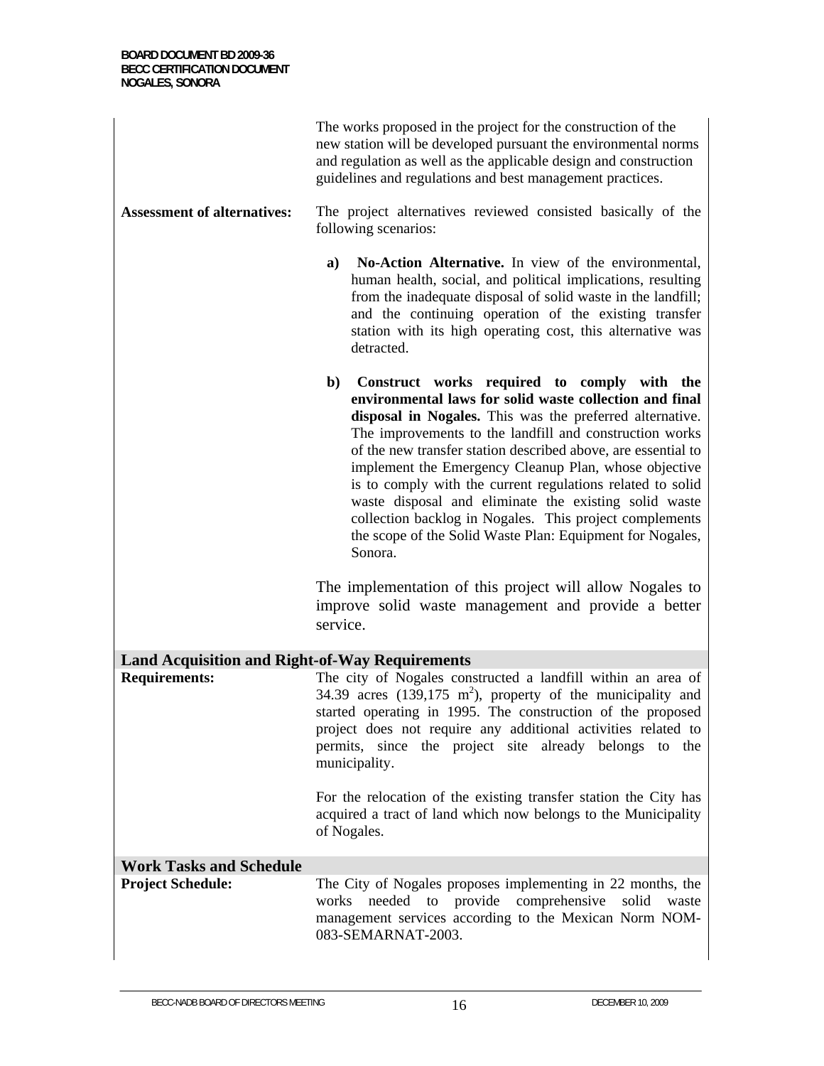The works proposed in the project for the construction of the new station will be developed pursuant the environmental norms and regulation as well as the applicable design and construction guidelines and regulations and best management practices.

**Assessment of alternatives:** The project alternatives reviewed consisted basically of the following scenarios:

a) **No-Action Alternative.** In view of the environmental, human health, social, and political implications, resulting from the inadequate disposal of solid waste in the landfill; and the continuing operation of the existing transfer station with its high operating cost, this alternative was detracted.

b) **Construct works required to comply with the environmental laws for solid waste collection and final disposal in Nogales.** This was the preferred alternative. The improvements to the landfill and construction works of the new transfer station described above, are essential to implement the Emergency Cleanup Plan, whose objective is to comply with the current regulations related to solid waste disposal and eliminate the existing solid waste collection backlog in Nogales. This project complements the scope of the Solid Waste Plan: Equipment for Nogales, Sonora.

The implementation of this project will allow Nogales to improve solid waste management and provide a better service.

## Land Acquisition and Right-of-Way Requirements

**Requirements:** The city of Nogales constructed a landfill within an area of 34.39 acres (139,175 $m^2$), property of the municipality and started operating in 1995. The construction of the proposed project does not require any additional activities related to permits, since the project site already belongs to the municipality.

For the relocation of the existing transfer station the City has acquired a tract of land which now belongs to the Municipality of Nogales.

## Work Tasks and Schedule

**Project Schedule:** The City of Nogales proposes implementing in 22 months, the works needed to provide comprehensive solid waste management services according to the Mexican Norm NOM-083-SEMARNAT-2003.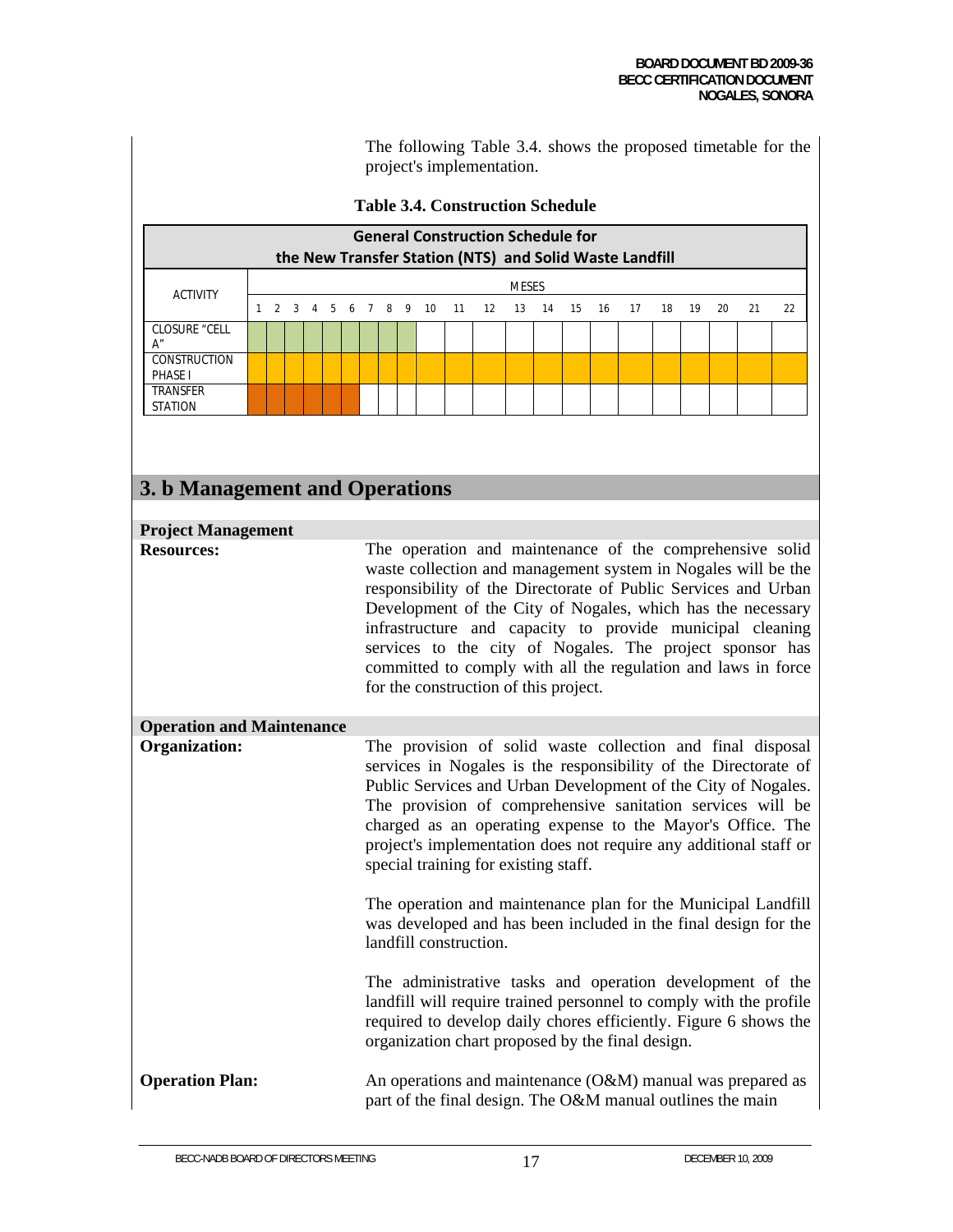The following Table 3.4. shows the proposed timetable for the project's implementation.

**Table 3.4. Construction Schedule**

| General Construction Schedule for the New Transfer Station (NTS) and Solid Waste Landfill | | | | | | | | | | | | | | | | | | | | | | |
|---|---|---|---|---|---|---|---|---|---|---|---|---|---|---|---|---|---|---|---|---|---|---|
| ACTIVITY | MESES | | | | | | | | | | | | | | | | | | | | | |
| | 1 | 2 | 3 | 4 | 5 | 6 | 7 | 8 | 9 | 10 | 11 | 12 | 13 | 14 | 15 | 16 | 17 | 18 | 19 | 20 | 21 | 22 |
| CLOSURE "CELL A" | ■ | ■ | ■ | ■ | ■ | ■ | ■ | ■ | ■ | | | | | | | | | | | | | |
| CONSTRUCTION PHASE I | ■ | ■ | ■ | ■ | ■ | ■ | ■ | ■ | ■ | ■ | ■ | ■ | ■ | ■ | ■ | ■ | ■ | ■ | ■ | ■ | ■ | ■ |
| TRANSFER STATION | ■ | ■ | ■ | ■ | ■ | ■ | | | | | | | | | | | | | | | | |

## 3. b Management and Operations

### Project Management

**Resources:** The operation and maintenance of the comprehensive solid waste collection and management system in Nogales will be the responsibility of the Directorate of Public Services and Urban Development of the City of Nogales, which has the necessary infrastructure and capacity to provide municipal cleaning services to the city of Nogales. The project sponsor has committed to comply with all the regulation and laws in force for the construction of this project.

### Operation and Maintenance

**Organization:** The provision of solid waste collection and final disposal services in Nogales is the responsibility of the Directorate of Public Services and Urban Development of the City of Nogales. The provision of comprehensive sanitation services will be charged as an operating expense to the Mayor's Office. The project's implementation does not require any additional staff or special training for existing staff.

The operation and maintenance plan for the Municipal Landfill was developed and has been included in the final design for the landfill construction.

The administrative tasks and operation development of the landfill will require trained personnel to comply with the profile required to develop daily chores efficiently. Figure 6 shows the organization chart proposed by the final design.

**Operation Plan:** An operations and maintenance (O&M) manual was prepared as part of the final design. The O&M manual outlines the main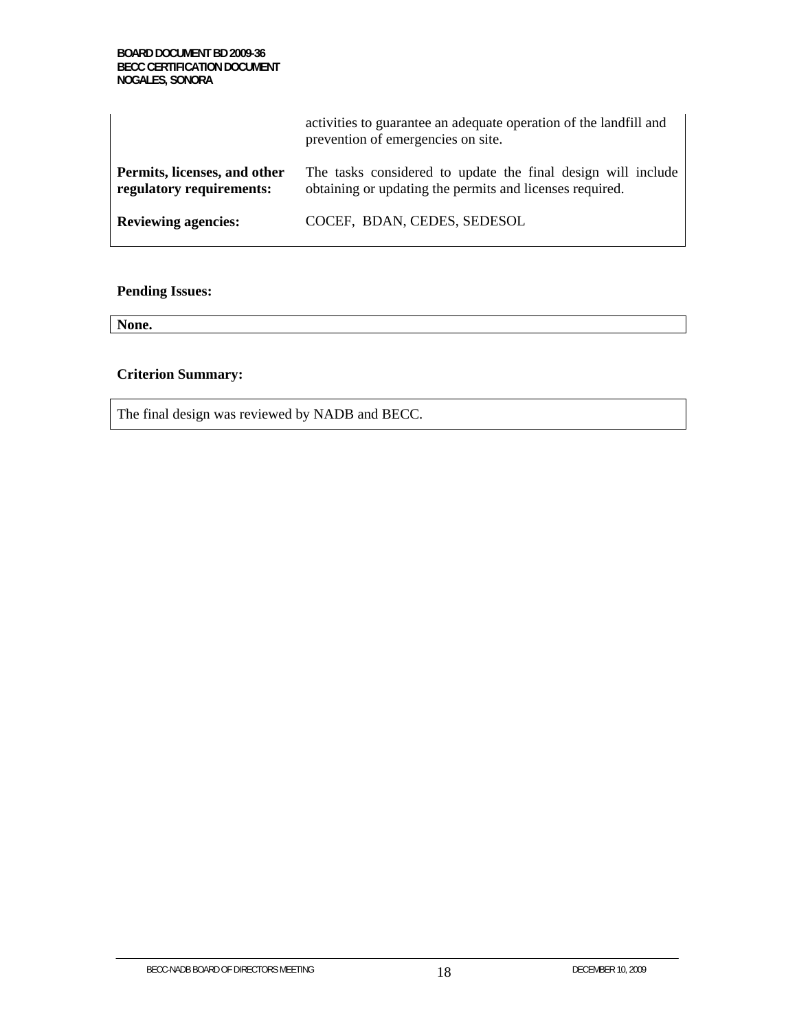| | |
|---|---|
| | activities to guarantee an adequate operation of the landfill and prevention of emergencies on site. |
| **Permits, licenses, and other regulatory requirements:** | The tasks considered to update the final design will include obtaining or updating the permits and licenses required. |
| **Reviewing agencies:** | COCEF, BDAN, CEDES, SEDESOL |

**Pending Issues:**

**None.**

**Criterion Summary:**

The final design was reviewed by NADB and BECC.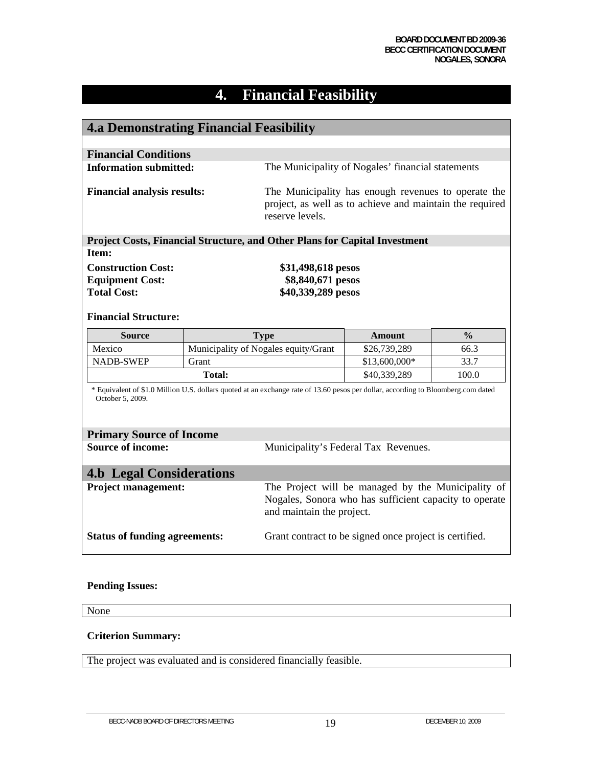# 4. Financial Feasibility

## 4.a Demonstrating Financial Feasibility

### Financial Conditions

**Information submitted:** The Municipality of Nogales' financial statements

**Financial analysis results:** The Municipality has enough revenues to operate the project, as well as to achieve and maintain the required reserve levels.

### Project Costs, Financial Structure, and Other Plans for Capital Investment

**Item:**

**Construction Cost:** **$31,498,618 pesos**
**Equipment Cost:** **$8,840,671 pesos**
**Total Cost:** **$40,339,289 pesos**

**Financial Structure:**

| Source | Type | Amount | % |
|---|---|---|---|
| Mexico | Municipality of Nogales equity/Grant | $26,739,289 | 66.3 |
| NADB-SWEP | Grant | $13,600,000* | 33.7 |
| **Total:** | | $40,339,289 | 100.0 |

\* Equivalent of $1.0 Million U.S. dollars quoted at an exchange rate of 13.60 pesos per dollar, according to Bloomberg.com dated October 5, 2009.

### Primary Source of Income

**Source of income:** Municipality's Federal Tax Revenues.

## 4.b Legal Considerations

**Project management:** The Project will be managed by the Municipality of Nogales, Sonora who has sufficient capacity to operate and maintain the project.

**Status of funding agreements:** Grant contract to be signed once project is certified.

**Pending Issues:**

None

**Criterion Summary:**

The project was evaluated and is considered financially feasible.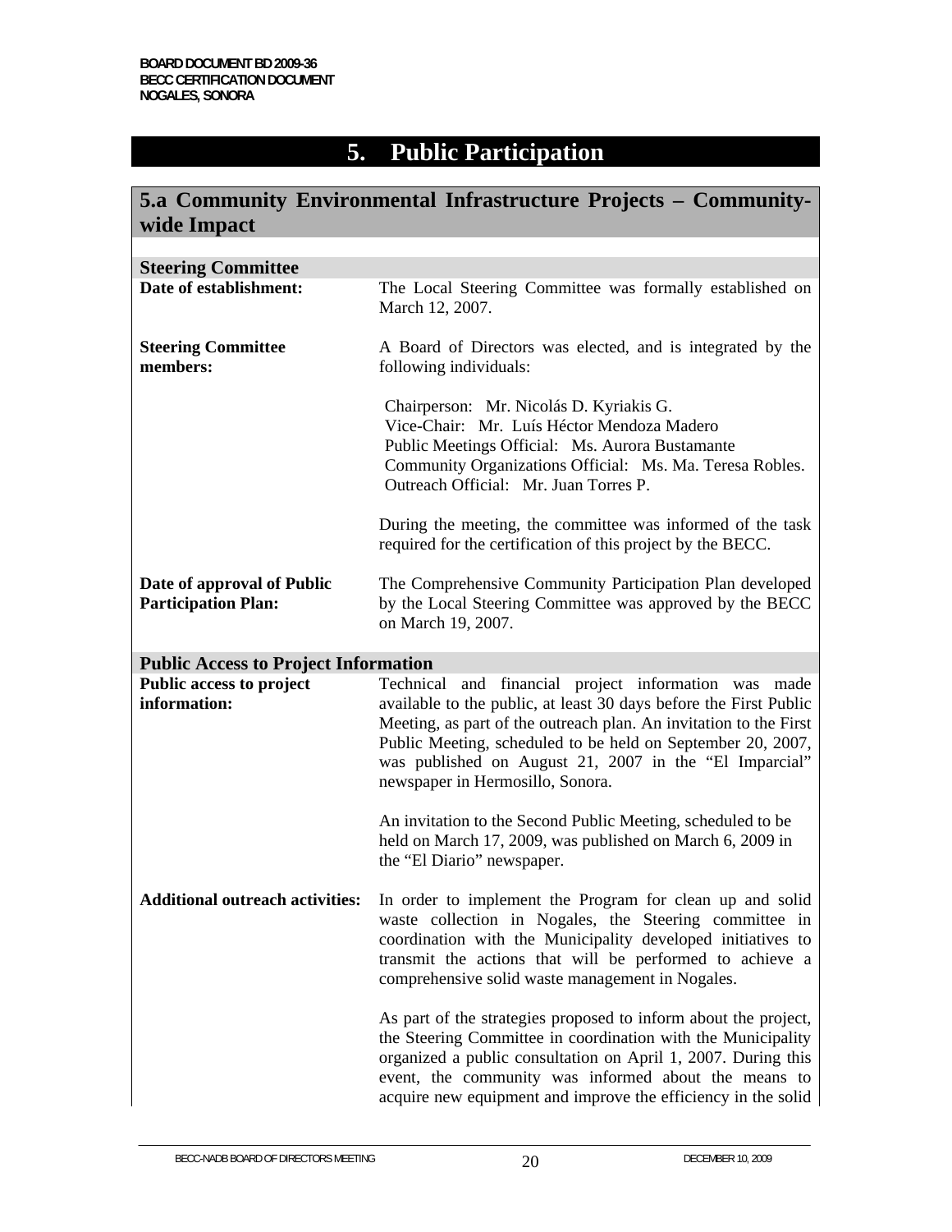# 5. Public Participation

## 5.a Community Environmental Infrastructure Projects – Community-wide Impact

| **Steering Committee** | |
|---|---|
| **Date of establishment:** | The Local Steering Committee was formally established on March 12, 2007. |
| **Steering Committee members:** | A Board of Directors was elected, and is integrated by the following individuals:<br><br>Chairperson: Mr. Nicolás D. Kyriakis G.<br>Vice-Chair: Mr. Luís Héctor Mendoza Madero<br>Public Meetings Official: Ms. Aurora Bustamante<br>Community Organizations Official: Ms. Ma. Teresa Robles.<br>Outreach Official: Mr. Juan Torres P.<br><br>During the meeting, the committee was informed of the task required for the certification of this project by the BECC. |
| **Date of approval of Public Participation Plan:** | The Comprehensive Community Participation Plan developed by the Local Steering Committee was approved by the BECC on March 19, 2007. |
| **Public Access to Project Information** | |
| **Public access to project information:** | Technical and financial project information was made available to the public, at least 30 days before the First Public Meeting, as part of the outreach plan. An invitation to the First Public Meeting, scheduled to be held on September 20, 2007, was published on August 21, 2007 in the "El Imparcial" newspaper in Hermosillo, Sonora.<br><br>An invitation to the Second Public Meeting, scheduled to be held on March 17, 2009, was published on March 6, 2009 in the "El Diario" newspaper. |
| **Additional outreach activities:** | In order to implement the Program for clean up and solid waste collection in Nogales, the Steering committee in coordination with the Municipality developed initiatives to transmit the actions that will be performed to achieve a comprehensive solid waste management in Nogales.<br><br>As part of the strategies proposed to inform about the project, the Steering Committee in coordination with the Municipality organized a public consultation on April 1, 2007. During this event, the community was informed about the means to acquire new equipment and improve the efficiency in the solid |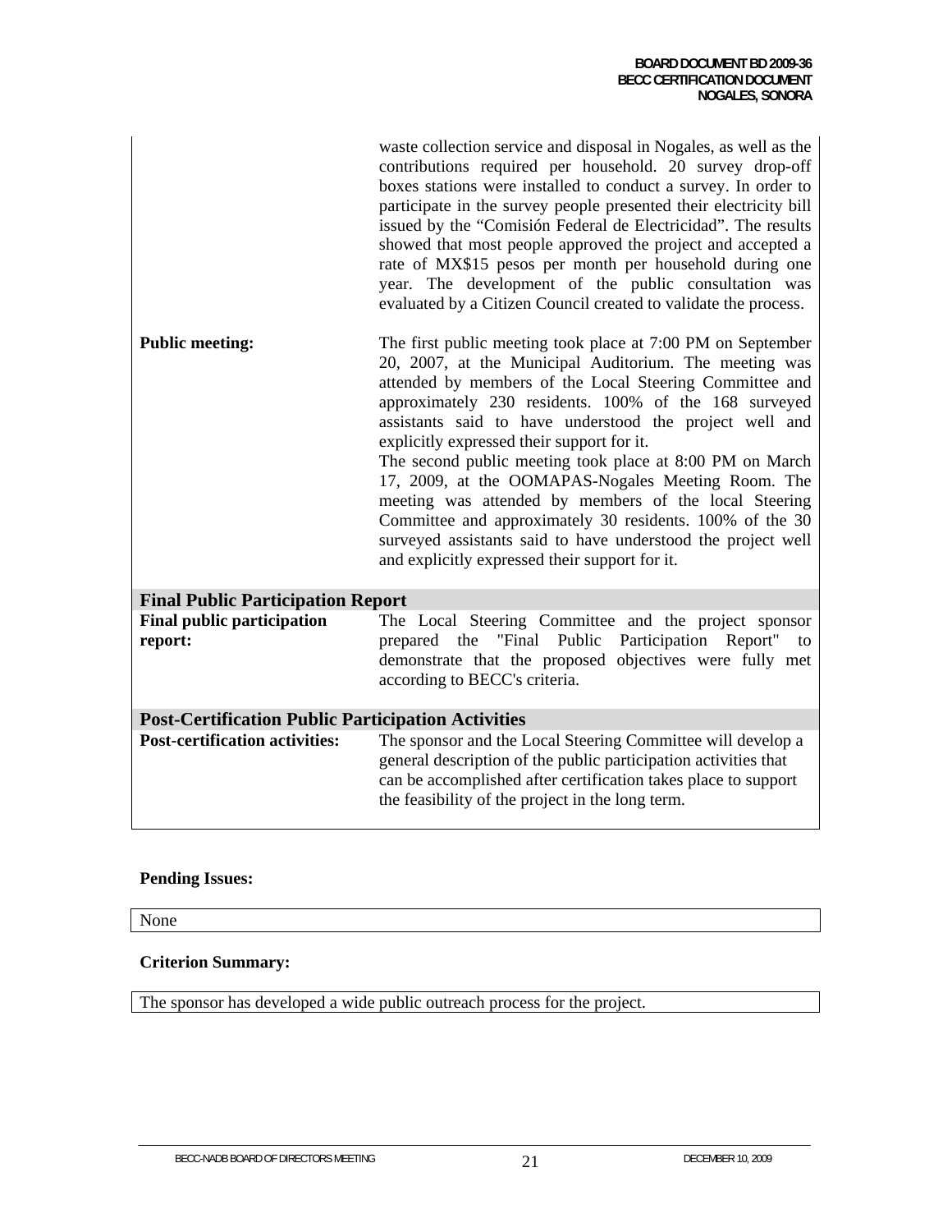| | |
|---|---|
| | waste collection service and disposal in Nogales, as well as the contributions required per household. 20 survey drop-off boxes stations were installed to conduct a survey. In order to participate in the survey people presented their electricity bill issued by the "Comisión Federal de Electricidad". The results showed that most people approved the project and accepted a rate of MX$15 pesos per month per household during one year. The development of the public consultation was evaluated by a Citizen Council created to validate the process. |
| **Public meeting:** | The first public meeting took place at 7:00 PM on September 20, 2007, at the Municipal Auditorium. The meeting was attended by members of the Local Steering Committee and approximately 230 residents. 100% of the 168 surveyed assistants said to have understood the project well and explicitly expressed their support for it.<br>The second public meeting took place at 8:00 PM on March 17, 2009, at the OOMAPAS-Nogales Meeting Room. The meeting was attended by members of the local Steering Committee and approximately 30 residents. 100% of the 30 surveyed assistants said to have understood the project well and explicitly expressed their support for it. |
| **Final Public Participation Report** | |
| **Final public participation report:** | The Local Steering Committee and the project sponsor prepared the "Final Public Participation Report" to demonstrate that the proposed objectives were fully met according to BECC's criteria. |
| **Post-Certification Public Participation Activities** | |
| **Post-certification activities:** | The sponsor and the Local Steering Committee will develop a general description of the public participation activities that can be accomplished after certification takes place to support the feasibility of the project in the long term. |

**Pending Issues:**

None

**Criterion Summary:**

The sponsor has developed a wide public outreach process for the project.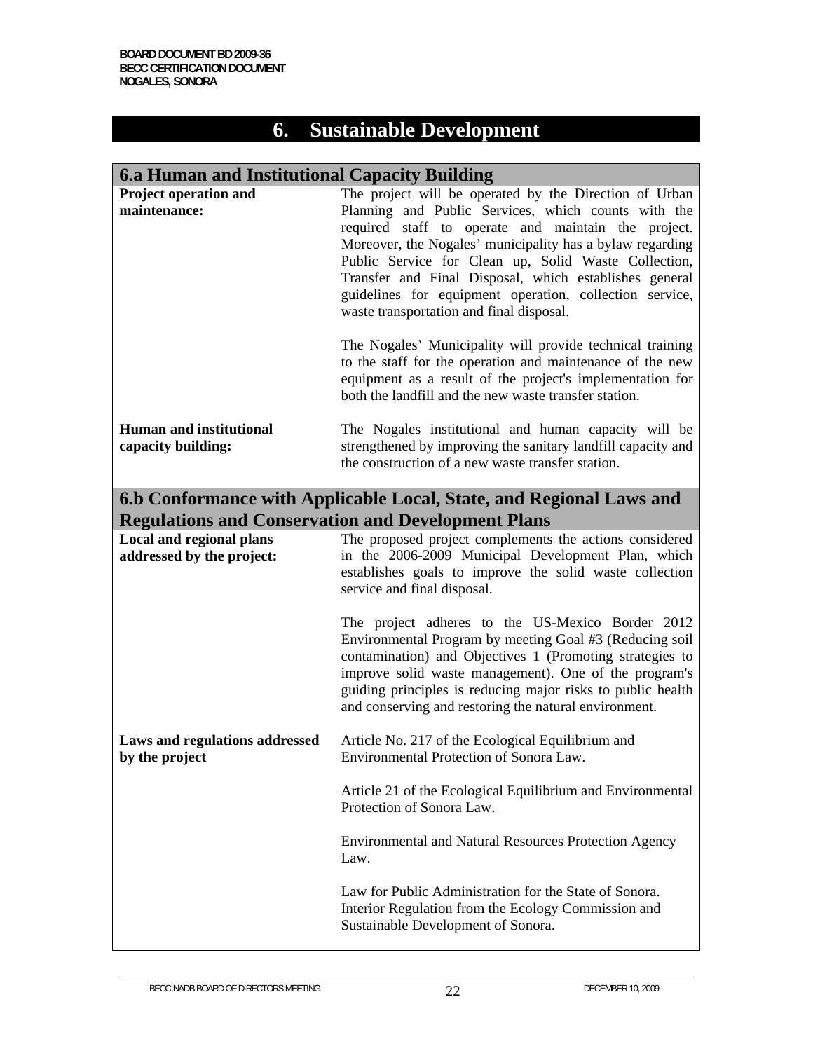# 6. Sustainable Development

## 6.a Human and Institutional Capacity Building

**Project operation and maintenance:**

The project will be operated by the Direction of Urban Planning and Public Services, which counts with the required staff to operate and maintain the project. Moreover, the Nogales' municipality has a bylaw regarding Public Service for Clean up, Solid Waste Collection, Transfer and Final Disposal, which establishes general guidelines for equipment operation, collection service, waste transportation and final disposal.

The Nogales' Municipality will provide technical training to the staff for the operation and maintenance of the new equipment as a result of the project's implementation for both the landfill and the new waste transfer station.

**Human and institutional capacity building:**

The Nogales institutional and human capacity will be strengthened by improving the sanitary landfill capacity and the construction of a new waste transfer station.

## 6.b Conformance with Applicable Local, State, and Regional Laws and Regulations and Conservation and Development Plans

**Local and regional plans addressed by the project:**

The proposed project complements the actions considered in the 2006-2009 Municipal Development Plan, which establishes goals to improve the solid waste collection service and final disposal.

The project adheres to the US-Mexico Border 2012 Environmental Program by meeting Goal #3 (Reducing soil contamination) and Objectives 1 (Promoting strategies to improve solid waste management). One of the program's guiding principles is reducing major risks to public health and conserving and restoring the natural environment.

**Laws and regulations addressed by the project**

Article No. 217 of the Ecological Equilibrium and Environmental Protection of Sonora Law.

Article 21 of the Ecological Equilibrium and Environmental Protection of Sonora Law.

Environmental and Natural Resources Protection Agency Law.

Law for Public Administration for the State of Sonora. Interior Regulation from the Ecology Commission and Sustainable Development of Sonora.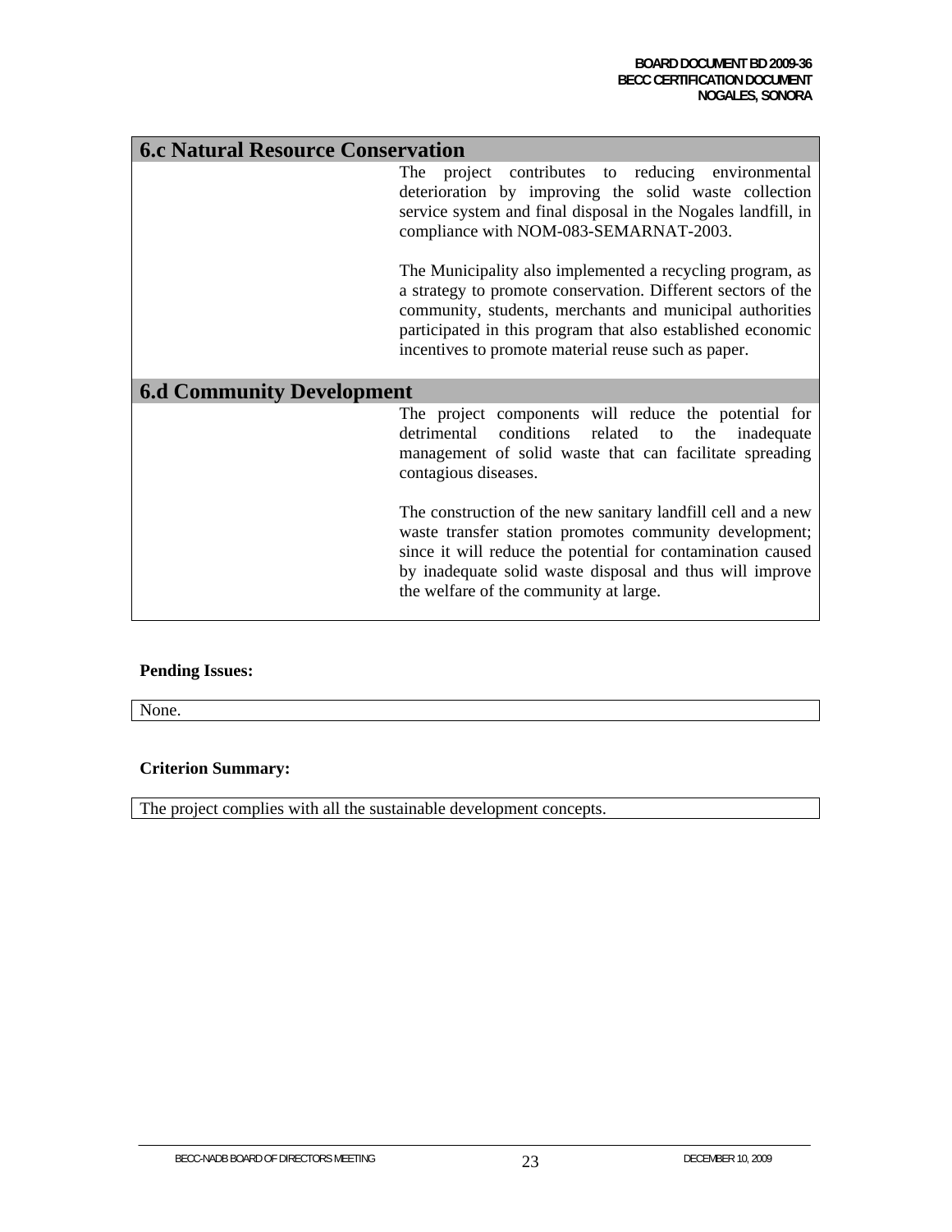## 6.c Natural Resource Conservation

The project contributes to reducing environmental deterioration by improving the solid waste collection service system and final disposal in the Nogales landfill, in compliance with NOM-083-SEMARNAT-2003.

The Municipality also implemented a recycling program, as a strategy to promote conservation. Different sectors of the community, students, merchants and municipal authorities participated in this program that also established economic incentives to promote material reuse such as paper.

## 6.d Community Development

The project components will reduce the potential for detrimental conditions related to the inadequate management of solid waste that can facilitate spreading contagious diseases.

The construction of the new sanitary landfill cell and a new waste transfer station promotes community development; since it will reduce the potential for contamination caused by inadequate solid waste disposal and thus will improve the welfare of the community at large.

**Pending Issues:**

None.

**Criterion Summary:**

The project complies with all the sustainable development concepts.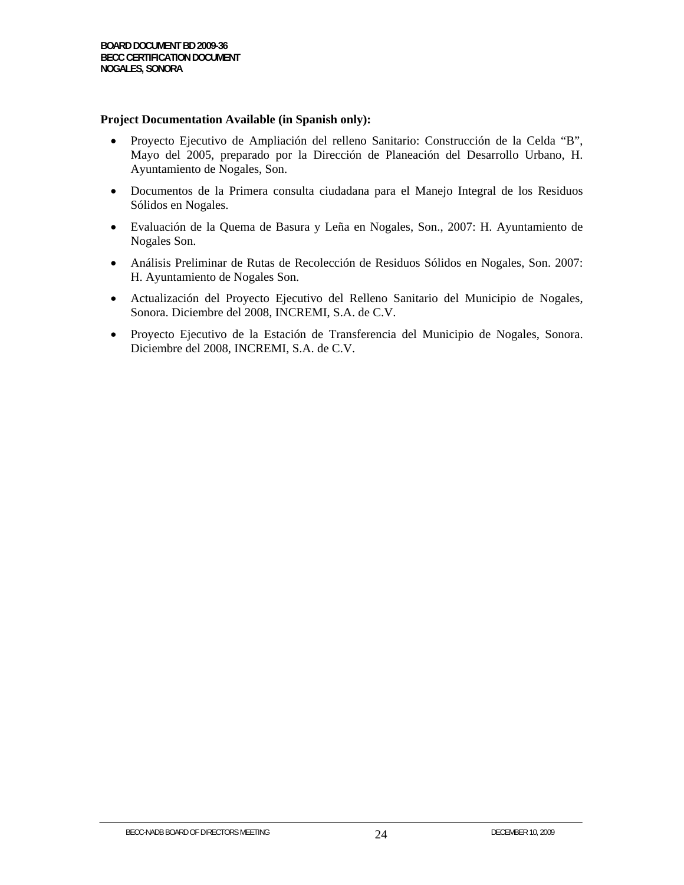**Project Documentation Available (in Spanish only):**

- Proyecto Ejecutivo de Ampliación del relleno Sanitario: Construcción de la Celda "B", Mayo del 2005, preparado por la Dirección de Planeación del Desarrollo Urbano, H. Ayuntamiento de Nogales, Son.
- Documentos de la Primera consulta ciudadana para el Manejo Integral de los Residuos Sólidos en Nogales.
- Evaluación de la Quema de Basura y Leña en Nogales, Son., 2007: H. Ayuntamiento de Nogales Son.
- Análisis Preliminar de Rutas de Recolección de Residuos Sólidos en Nogales, Son. 2007: H. Ayuntamiento de Nogales Son.
- Actualización del Proyecto Ejecutivo del Relleno Sanitario del Municipio de Nogales, Sonora. Diciembre del 2008, INCREMI, S.A. de C.V.
- Proyecto Ejecutivo de la Estación de Transferencia del Municipio de Nogales, Sonora. Diciembre del 2008, INCREMI, S.A. de C.V.